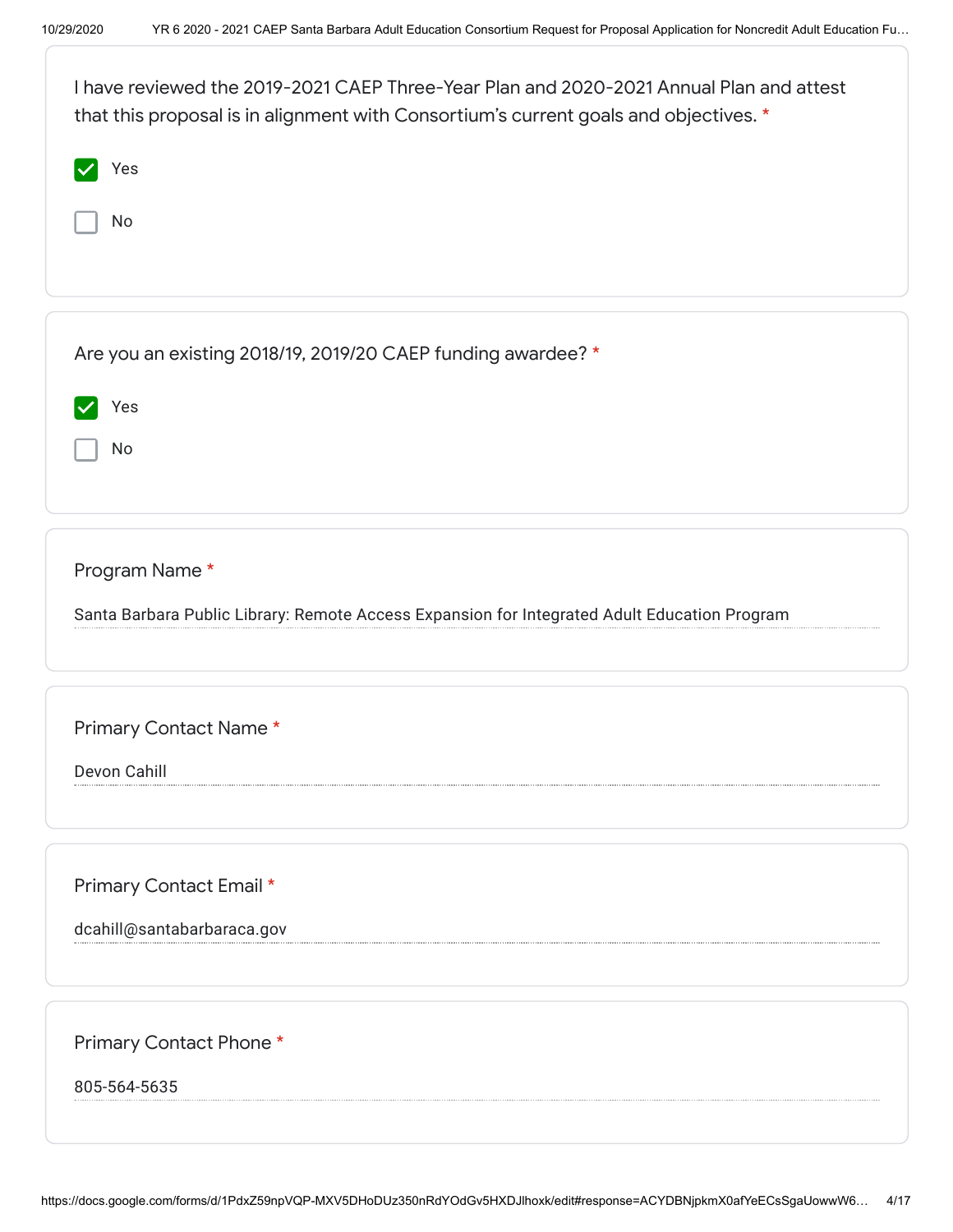I have reviewed the 2019-2021 CAEP Three-Year Plan and 2020-2021 Annual Plan and attest that this proposal is in alignment with Consortium's current goals and objectives. *

- [x] Yes
- [ ] No

Are you an existing 2018/19, 2019/20 CAEP funding awardee? *

- [x] Yes
- [ ] No

Program Name *

Santa Barbara Public Library: Remote Access Expansion for Integrated Adult Education Program

Primary Contact Name *

Devon Cahill

Primary Contact Email *

dcahill@santabarbaraca.gov

Primary Contact Phone *

805-564-5635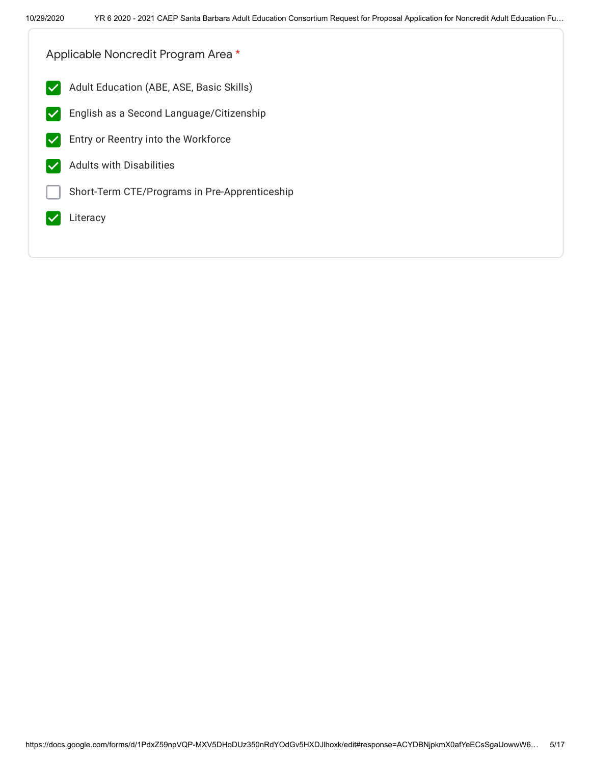Applicable Noncredit Program Area *

- [x] Adult Education (ABE, ASE, Basic Skills)
- [x] English as a Second Language/Citizenship
- [x] Entry or Reentry into the Workforce
- [x] Adults with Disabilities
- [ ] Short-Term CTE/Programs in Pre-Apprenticeship
- [x] Literacy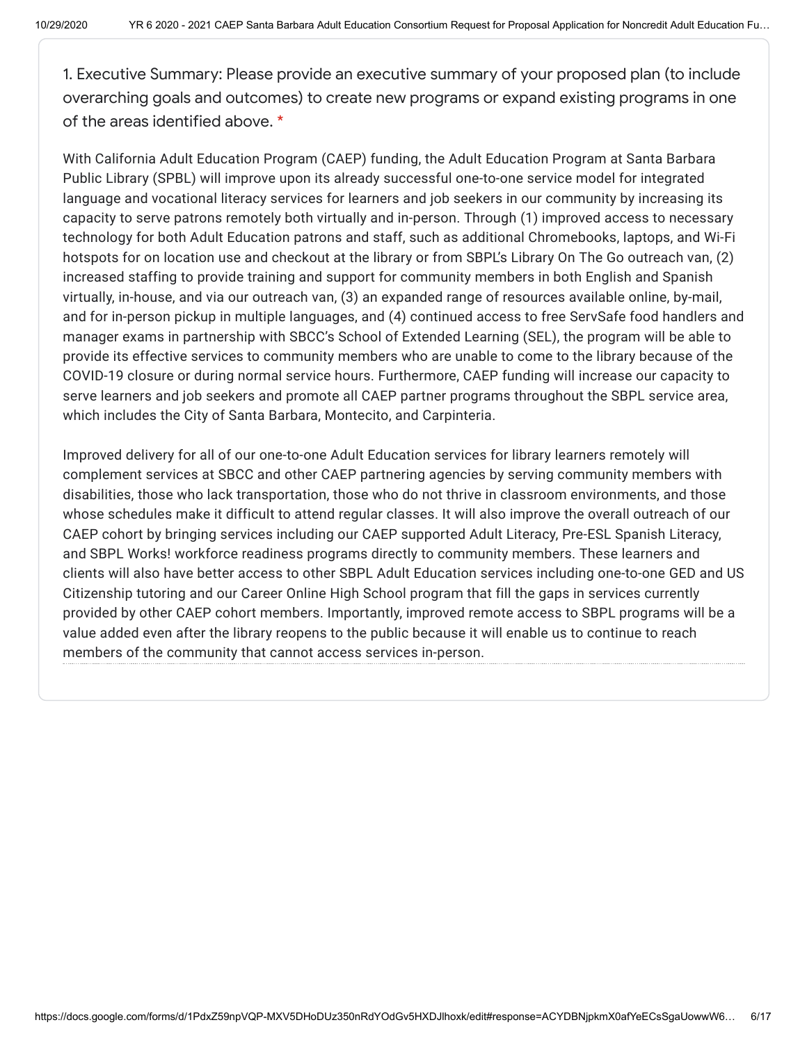1. Executive Summary: Please provide an executive summary of your proposed plan (to include overarching goals and outcomes) to create new programs or expand existing programs in one of the areas identified above. *

With California Adult Education Program (CAEP) funding, the Adult Education Program at Santa Barbara Public Library (SPBL) will improve upon its already successful one-to-one service model for integrated language and vocational literacy services for learners and job seekers in our community by increasing its capacity to serve patrons remotely both virtually and in-person. Through (1) improved access to necessary technology for both Adult Education patrons and staff, such as additional Chromebooks, laptops, and Wi-Fi hotspots for on location use and checkout at the library or from SBPL's Library On The Go outreach van, (2) increased staffing to provide training and support for community members in both English and Spanish virtually, in-house, and via our outreach van, (3) an expanded range of resources available online, by-mail, and for in-person pickup in multiple languages, and (4) continued access to free ServSafe food handlers and manager exams in partnership with SBCC's School of Extended Learning (SEL), the program will be able to provide its effective services to community members who are unable to come to the library because of the COVID-19 closure or during normal service hours. Furthermore, CAEP funding will increase our capacity to serve learners and job seekers and promote all CAEP partner programs throughout the SBPL service area, which includes the City of Santa Barbara, Montecito, and Carpinteria.

Improved delivery for all of our one-to-one Adult Education services for library learners remotely will complement services at SBCC and other CAEP partnering agencies by serving community members with disabilities, those who lack transportation, those who do not thrive in classroom environments, and those whose schedules make it difficult to attend regular classes. It will also improve the overall outreach of our CAEP cohort by bringing services including our CAEP supported Adult Literacy, Pre-ESL Spanish Literacy, and SBPL Works! workforce readiness programs directly to community members. These learners and clients will also have better access to other SBPL Adult Education services including one-to-one GED and US Citizenship tutoring and our Career Online High School program that fill the gaps in services currently provided by other CAEP cohort members. Importantly, improved remote access to SBPL programs will be a value added even after the library reopens to the public because it will enable us to continue to reach members of the community that cannot access services in-person.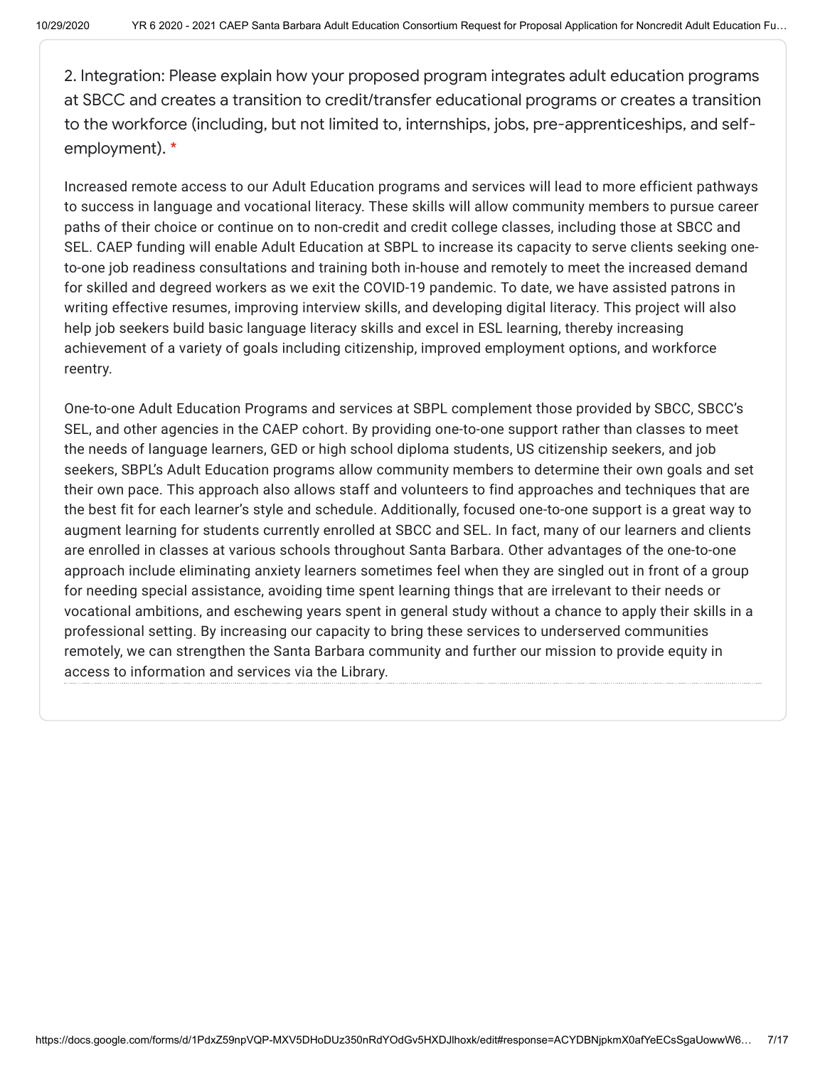2. Integration: Please explain how your proposed program integrates adult education programs at SBCC and creates a transition to credit/transfer educational programs or creates a transition to the workforce (including, but not limited to, internships, jobs, pre-apprenticeships, and self-employment). *

Increased remote access to our Adult Education programs and services will lead to more efficient pathways to success in language and vocational literacy. These skills will allow community members to pursue career paths of their choice or continue on to non-credit and credit college classes, including those at SBCC and SEL. CAEP funding will enable Adult Education at SBPL to increase its capacity to serve clients seeking one-to-one job readiness consultations and training both in-house and remotely to meet the increased demand for skilled and degreed workers as we exit the COVID-19 pandemic. To date, we have assisted patrons in writing effective resumes, improving interview skills, and developing digital literacy. This project will also help job seekers build basic language literacy skills and excel in ESL learning, thereby increasing achievement of a variety of goals including citizenship, improved employment options, and workforce reentry.

One-to-one Adult Education Programs and services at SBPL complement those provided by SBCC, SBCC's SEL, and other agencies in the CAEP cohort. By providing one-to-one support rather than classes to meet the needs of language learners, GED or high school diploma students, US citizenship seekers, and job seekers, SBPL's Adult Education programs allow community members to determine their own goals and set their own pace. This approach also allows staff and volunteers to find approaches and techniques that are the best fit for each learner's style and schedule. Additionally, focused one-to-one support is a great way to augment learning for students currently enrolled at SBCC and SEL. In fact, many of our learners and clients are enrolled in classes at various schools throughout Santa Barbara. Other advantages of the one-to-one approach include eliminating anxiety learners sometimes feel when they are singled out in front of a group for needing special assistance, avoiding time spent learning things that are irrelevant to their needs or vocational ambitions, and eschewing years spent in general study without a chance to apply their skills in a professional setting. By increasing our capacity to bring these services to underserved communities remotely, we can strengthen the Santa Barbara community and further our mission to provide equity in access to information and services via the Library.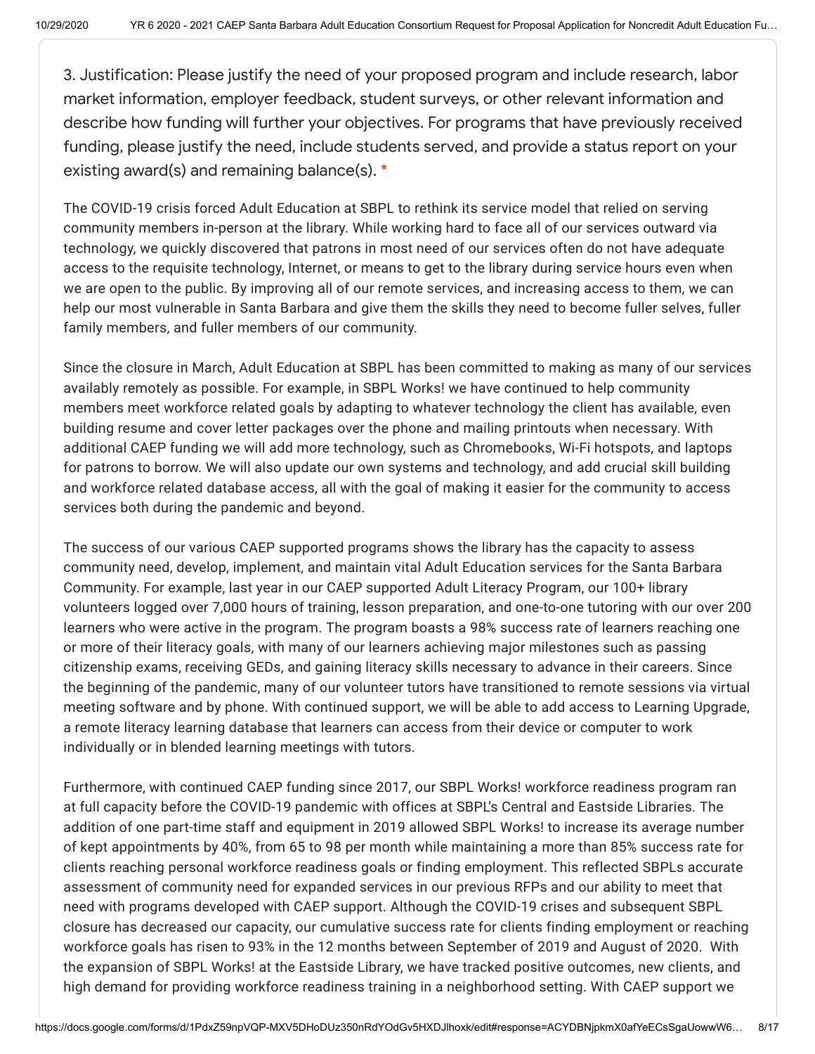3. Justification: Please justify the need of your proposed program and include research, labor market information, employer feedback, student surveys, or other relevant information and describe how funding will further your objectives. For programs that have previously received funding, please justify the need, include students served, and provide a status report on your existing award(s) and remaining balance(s). *

The COVID-19 crisis forced Adult Education at SBPL to rethink its service model that relied on serving community members in-person at the library. While working hard to face all of our services outward via technology, we quickly discovered that patrons in most need of our services often do not have adequate access to the requisite technology, Internet, or means to get to the library during service hours even when we are open to the public. By improving all of our remote services, and increasing access to them, we can help our most vulnerable in Santa Barbara and give them the skills they need to become fuller selves, fuller family members, and fuller members of our community.

Since the closure in March, Adult Education at SBPL has been committed to making as many of our services availably remotely as possible. For example, in SBPL Works! we have continued to help community members meet workforce related goals by adapting to whatever technology the client has available, even building resume and cover letter packages over the phone and mailing printouts when necessary. With additional CAEP funding we will add more technology, such as Chromebooks, Wi-Fi hotspots, and laptops for patrons to borrow. We will also update our own systems and technology, and add crucial skill building and workforce related database access, all with the goal of making it easier for the community to access services both during the pandemic and beyond.

The success of our various CAEP supported programs shows the library has the capacity to assess community need, develop, implement, and maintain vital Adult Education services for the Santa Barbara Community. For example, last year in our CAEP supported Adult Literacy Program, our 100+ library volunteers logged over 7,000 hours of training, lesson preparation, and one-to-one tutoring with our over 200 learners who were active in the program. The program boasts a 98% success rate of learners reaching one or more of their literacy goals, with many of our learners achieving major milestones such as passing citizenship exams, receiving GEDs, and gaining literacy skills necessary to advance in their careers. Since the beginning of the pandemic, many of our volunteer tutors have transitioned to remote sessions via virtual meeting software and by phone. With continued support, we will be able to add access to Learning Upgrade, a remote literacy learning database that learners can access from their device or computer to work individually or in blended learning meetings with tutors.

Furthermore, with continued CAEP funding since 2017, our SBPL Works! workforce readiness program ran at full capacity before the COVID-19 pandemic with offices at SBPL's Central and Eastside Libraries. The addition of one part-time staff and equipment in 2019 allowed SBPL Works! to increase its average number of kept appointments by 40%, from 65 to 98 per month while maintaining a more than 85% success rate for clients reaching personal workforce readiness goals or finding employment. This reflected SBPLs accurate assessment of community need for expanded services in our previous RFPs and our ability to meet that need with programs developed with CAEP support. Although the COVID-19 crises and subsequent SBPL closure has decreased our capacity, our cumulative success rate for clients finding employment or reaching workforce goals has risen to 93% in the 12 months between September of 2019 and August of 2020. With the expansion of SBPL Works! at the Eastside Library, we have tracked positive outcomes, new clients, and high demand for providing workforce readiness training in a neighborhood setting. With CAEP support we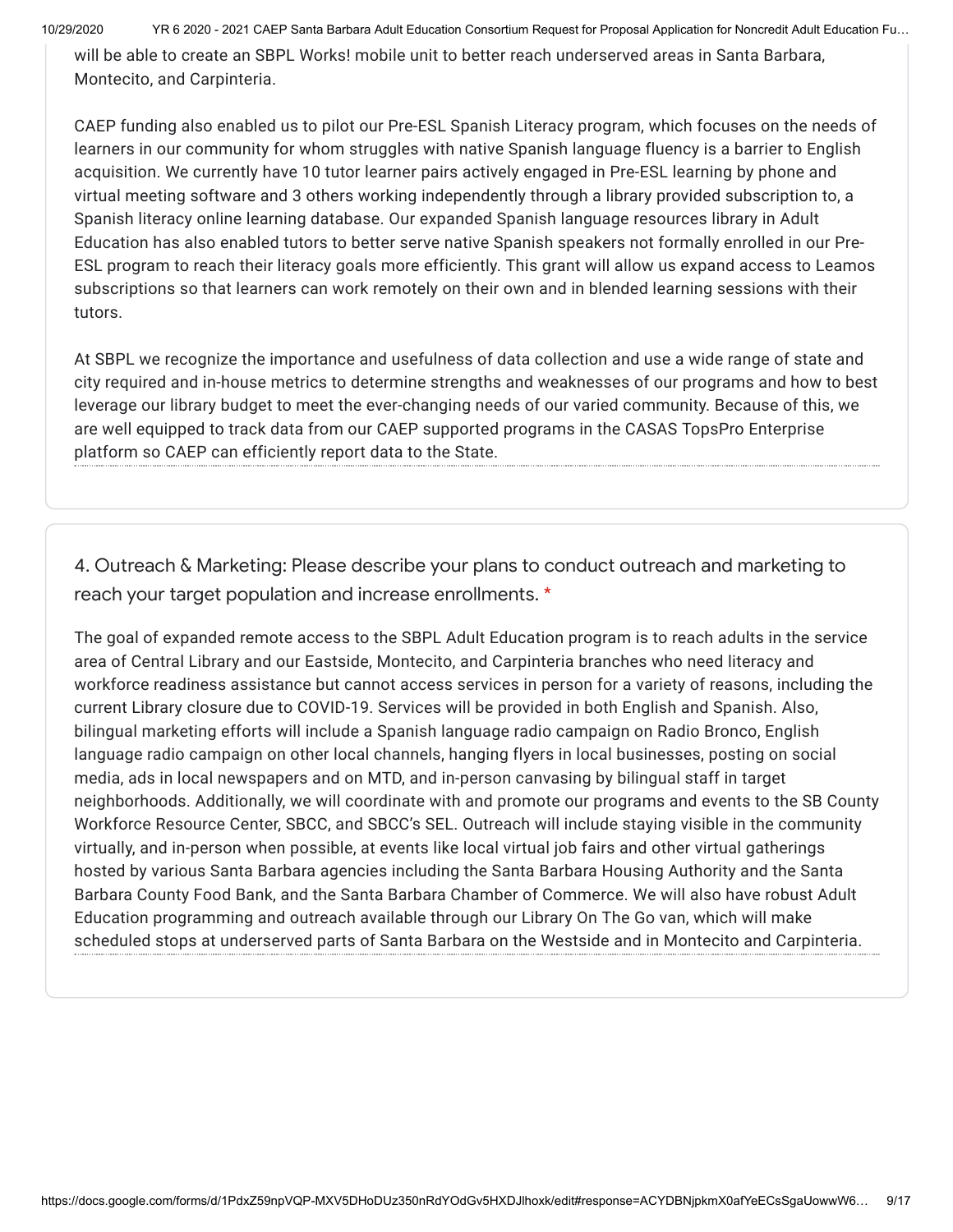will be able to create an SBPL Works! mobile unit to better reach underserved areas in Santa Barbara, Montecito, and Carpinteria.

CAEP funding also enabled us to pilot our Pre-ESL Spanish Literacy program, which focuses on the needs of learners in our community for whom struggles with native Spanish language fluency is a barrier to English acquisition. We currently have 10 tutor learner pairs actively engaged in Pre-ESL learning by phone and virtual meeting software and 3 others working independently through a library provided subscription to, a Spanish literacy online learning database. Our expanded Spanish language resources library in Adult Education has also enabled tutors to better serve native Spanish speakers not formally enrolled in our Pre-ESL program to reach their literacy goals more efficiently. This grant will allow us expand access to Leamos subscriptions so that learners can work remotely on their own and in blended learning sessions with their tutors.

At SBPL we recognize the importance and usefulness of data collection and use a wide range of state and city required and in-house metrics to determine strengths and weaknesses of our programs and how to best leverage our library budget to meet the ever-changing needs of our varied community. Because of this, we are well equipped to track data from our CAEP supported programs in the CASAS TopsPro Enterprise platform so CAEP can efficiently report data to the State.

4. Outreach & Marketing: Please describe your plans to conduct outreach and marketing to reach your target population and increase enrollments. *

The goal of expanded remote access to the SBPL Adult Education program is to reach adults in the service area of Central Library and our Eastside, Montecito, and Carpinteria branches who need literacy and workforce readiness assistance but cannot access services in person for a variety of reasons, including the current Library closure due to COVID-19. Services will be provided in both English and Spanish. Also, bilingual marketing efforts will include a Spanish language radio campaign on Radio Bronco, English language radio campaign on other local channels, hanging flyers in local businesses, posting on social media, ads in local newspapers and on MTD, and in-person canvasing by bilingual staff in target neighborhoods. Additionally, we will coordinate with and promote our programs and events to the SB County Workforce Resource Center, SBCC, and SBCC's SEL. Outreach will include staying visible in the community virtually, and in-person when possible, at events like local virtual job fairs and other virtual gatherings hosted by various Santa Barbara agencies including the Santa Barbara Housing Authority and the Santa Barbara County Food Bank, and the Santa Barbara Chamber of Commerce. We will also have robust Adult Education programming and outreach available through our Library On The Go van, which will make scheduled stops at underserved parts of Santa Barbara on the Westside and in Montecito and Carpinteria.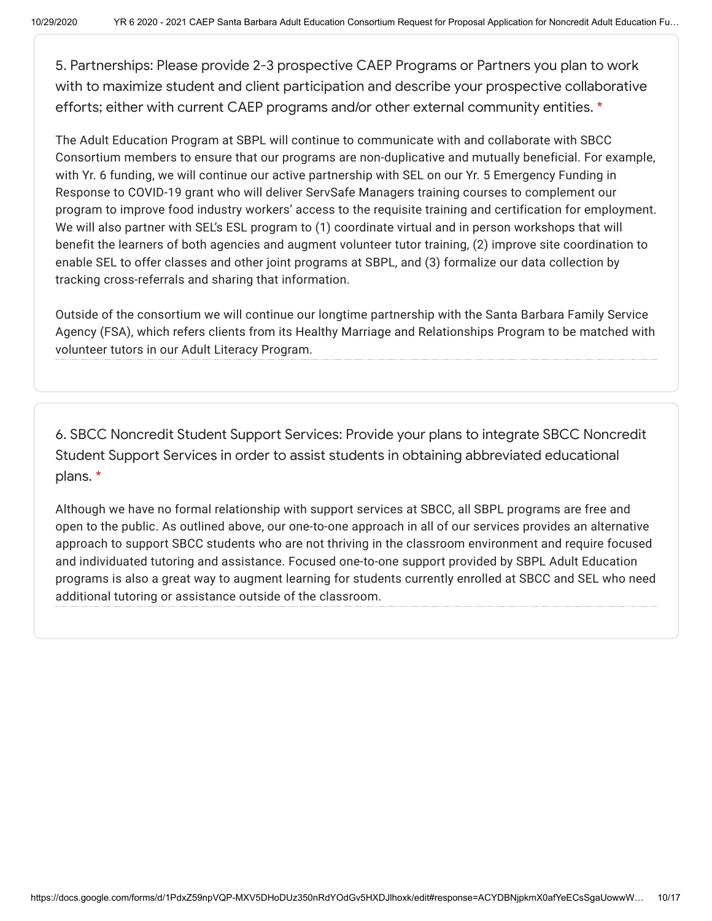5. Partnerships: Please provide 2-3 prospective CAEP Programs or Partners you plan to work with to maximize student and client participation and describe your prospective collaborative efforts; either with current CAEP programs and/or other external community entities. *

The Adult Education Program at SBPL will continue to communicate with and collaborate with SBCC Consortium members to ensure that our programs are non-duplicative and mutually beneficial. For example, with Yr. 6 funding, we will continue our active partnership with SEL on our Yr. 5 Emergency Funding in Response to COVID-19 grant who will deliver ServSafe Managers training courses to complement our program to improve food industry workers' access to the requisite training and certification for employment. We will also partner with SEL's ESL program to (1) coordinate virtual and in person workshops that will benefit the learners of both agencies and augment volunteer tutor training, (2) improve site coordination to enable SEL to offer classes and other joint programs at SBPL, and (3) formalize our data collection by tracking cross-referrals and sharing that information.

Outside of the consortium we will continue our longtime partnership with the Santa Barbara Family Service Agency (FSA), which refers clients from its Healthy Marriage and Relationships Program to be matched with volunteer tutors in our Adult Literacy Program.

6. SBCC Noncredit Student Support Services: Provide your plans to integrate SBCC Noncredit Student Support Services in order to assist students in obtaining abbreviated educational plans. *

Although we have no formal relationship with support services at SBCC, all SBPL programs are free and open to the public. As outlined above, our one-to-one approach in all of our services provides an alternative approach to support SBCC students who are not thriving in the classroom environment and require focused and individuated tutoring and assistance. Focused one-to-one support provided by SBPL Adult Education programs is also a great way to augment learning for students currently enrolled at SBCC and SEL who need additional tutoring or assistance outside of the classroom.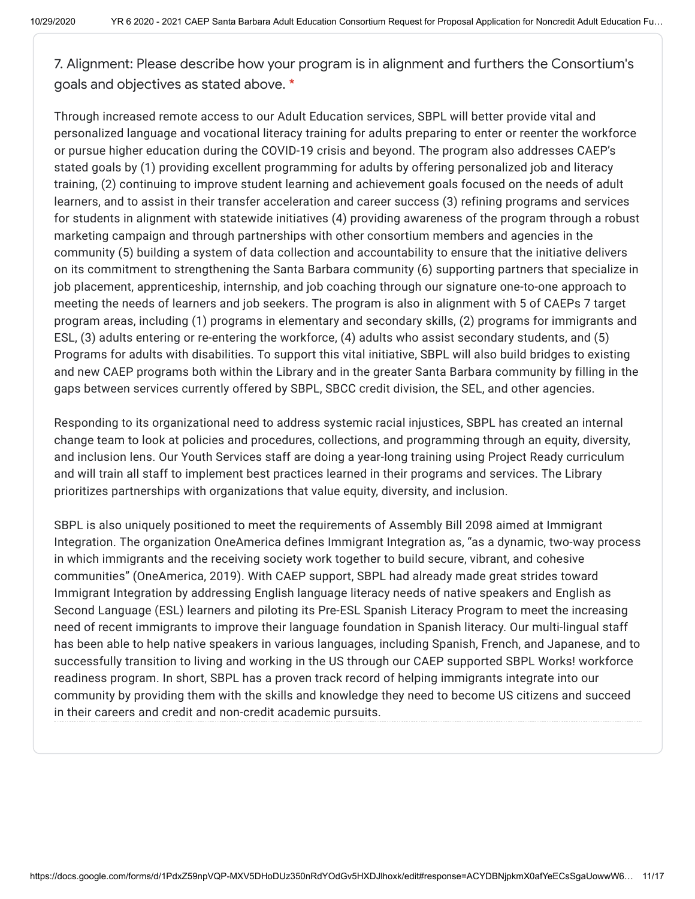7. Alignment: Please describe how your program is in alignment and furthers the Consortium's goals and objectives as stated above. *

Through increased remote access to our Adult Education services, SBPL will better provide vital and personalized language and vocational literacy training for adults preparing to enter or reenter the workforce or pursue higher education during the COVID-19 crisis and beyond. The program also addresses CAEP's stated goals by (1) providing excellent programming for adults by offering personalized job and literacy training, (2) continuing to improve student learning and achievement goals focused on the needs of adult learners, and to assist in their transfer acceleration and career success (3) refining programs and services for students in alignment with statewide initiatives (4) providing awareness of the program through a robust marketing campaign and through partnerships with other consortium members and agencies in the community (5) building a system of data collection and accountability to ensure that the initiative delivers on its commitment to strengthening the Santa Barbara community (6) supporting partners that specialize in job placement, apprenticeship, internship, and job coaching through our signature one-to-one approach to meeting the needs of learners and job seekers. The program is also in alignment with 5 of CAEPs 7 target program areas, including (1) programs in elementary and secondary skills, (2) programs for immigrants and ESL, (3) adults entering or re-entering the workforce, (4) adults who assist secondary students, and (5) Programs for adults with disabilities. To support this vital initiative, SBPL will also build bridges to existing and new CAEP programs both within the Library and in the greater Santa Barbara community by filling in the gaps between services currently offered by SBPL, SBCC credit division, the SEL, and other agencies.

Responding to its organizational need to address systemic racial injustices, SBPL has created an internal change team to look at policies and procedures, collections, and programming through an equity, diversity, and inclusion lens. Our Youth Services staff are doing a year-long training using Project Ready curriculum and will train all staff to implement best practices learned in their programs and services. The Library prioritizes partnerships with organizations that value equity, diversity, and inclusion.

SBPL is also uniquely positioned to meet the requirements of Assembly Bill 2098 aimed at Immigrant Integration. The organization OneAmerica defines Immigrant Integration as, "as a dynamic, two-way process in which immigrants and the receiving society work together to build secure, vibrant, and cohesive communities" (OneAmerica, 2019). With CAEP support, SBPL had already made great strides toward Immigrant Integration by addressing English language literacy needs of native speakers and English as Second Language (ESL) learners and piloting its Pre-ESL Spanish Literacy Program to meet the increasing need of recent immigrants to improve their language foundation in Spanish literacy. Our multi-lingual staff has been able to help native speakers in various languages, including Spanish, French, and Japanese, and to successfully transition to living and working in the US through our CAEP supported SBPL Works! workforce readiness program. In short, SBPL has a proven track record of helping immigrants integrate into our community by providing them with the skills and knowledge they need to become US citizens and succeed in their careers and credit and non-credit academic pursuits.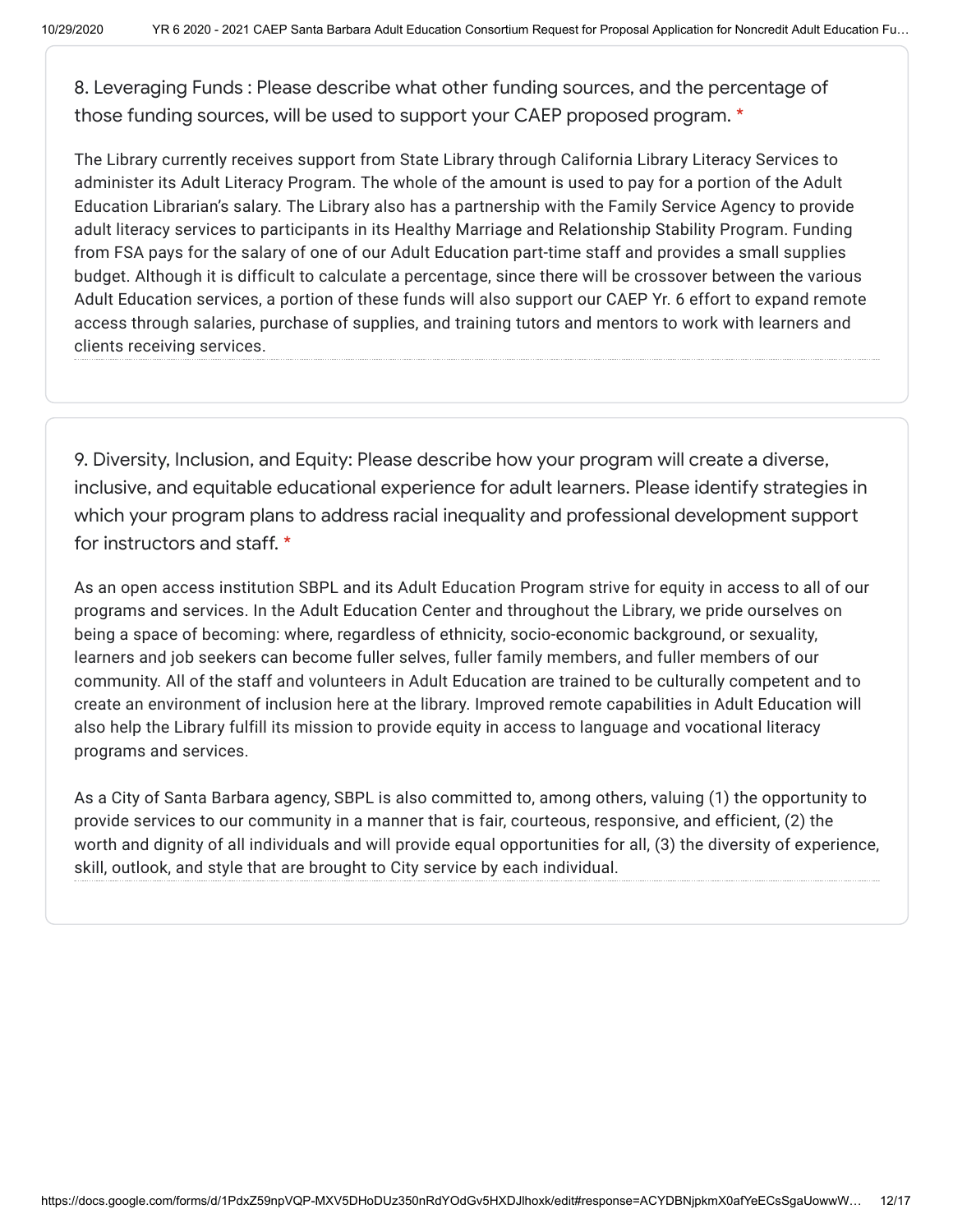8. Leveraging Funds : Please describe what other funding sources, and the percentage of those funding sources, will be used to support your CAEP proposed program. *

The Library currently receives support from State Library through California Library Literacy Services to administer its Adult Literacy Program. The whole of the amount is used to pay for a portion of the Adult Education Librarian's salary. The Library also has a partnership with the Family Service Agency to provide adult literacy services to participants in its Healthy Marriage and Relationship Stability Program. Funding from FSA pays for the salary of one of our Adult Education part-time staff and provides a small supplies budget. Although it is difficult to calculate a percentage, since there will be crossover between the various Adult Education services, a portion of these funds will also support our CAEP Yr. 6 effort to expand remote access through salaries, purchase of supplies, and training tutors and mentors to work with learners and clients receiving services.

9. Diversity, Inclusion, and Equity: Please describe how your program will create a diverse, inclusive, and equitable educational experience for adult learners. Please identify strategies in which your program plans to address racial inequality and professional development support for instructors and staff. *

As an open access institution SBPL and its Adult Education Program strive for equity in access to all of our programs and services. In the Adult Education Center and throughout the Library, we pride ourselves on being a space of becoming: where, regardless of ethnicity, socio-economic background, or sexuality, learners and job seekers can become fuller selves, fuller family members, and fuller members of our community. All of the staff and volunteers in Adult Education are trained to be culturally competent and to create an environment of inclusion here at the library. Improved remote capabilities in Adult Education will also help the Library fulfill its mission to provide equity in access to language and vocational literacy programs and services.

As a City of Santa Barbara agency, SBPL is also committed to, among others, valuing (1) the opportunity to provide services to our community in a manner that is fair, courteous, responsive, and efficient, (2) the worth and dignity of all individuals and will provide equal opportunities for all, (3) the diversity of experience, skill, outlook, and style that are brought to City service by each individual.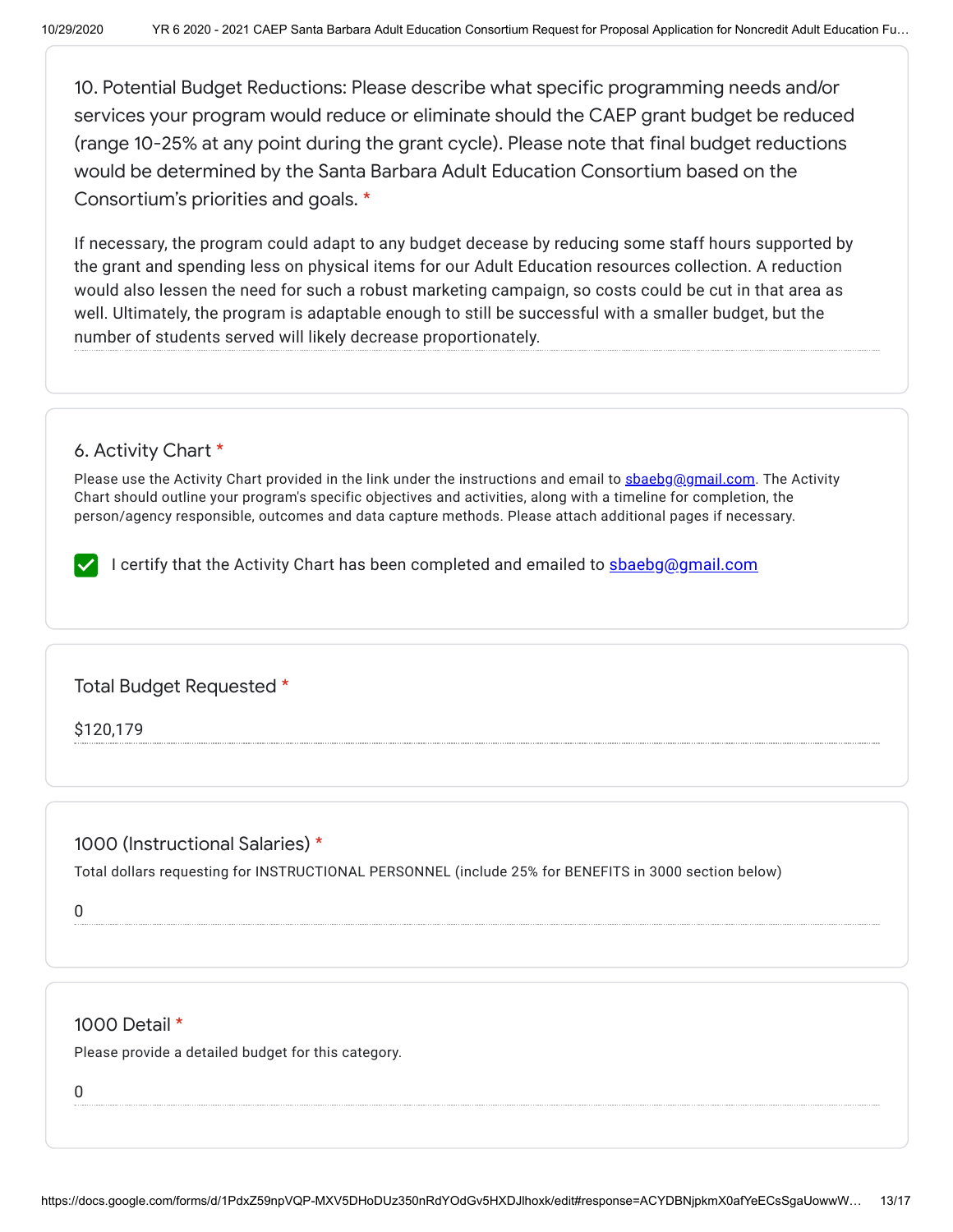## 10. Potential Budget Reductions: Please describe what specific programming needs and/or services your program would reduce or eliminate should the CAEP grant budget be reduced (range 10-25% at any point during the grant cycle). Please note that final budget reductions would be determined by the Santa Barbara Adult Education Consortium based on the Consortium's priorities and goals. *

If necessary, the program could adapt to any budget decease by reducing some staff hours supported by the grant and spending less on physical items for our Adult Education resources collection. A reduction would also lessen the need for such a robust marketing campaign, so costs could be cut in that area as well. Ultimately, the program is adaptable enough to still be successful with a smaller budget, but the number of students served will likely decrease proportionately.

## 6. Activity Chart *

Please use the Activity Chart provided in the link under the instructions and email to sbaebg@gmail.com. The Activity Chart should outline your program's specific objectives and activities, along with a timeline for completion, the person/agency responsible, outcomes and data capture methods. Please attach additional pages if necessary.

- [x] I certify that the Activity Chart has been completed and emailed to sbaebg@gmail.com

## Total Budget Requested *

$120,179

## 1000 (Instructional Salaries) *

Total dollars requesting for INSTRUCTIONAL PERSONNEL (include 25% for BENEFITS in 3000 section below)

0

## 1000 Detail *

Please provide a detailed budget for this category.

0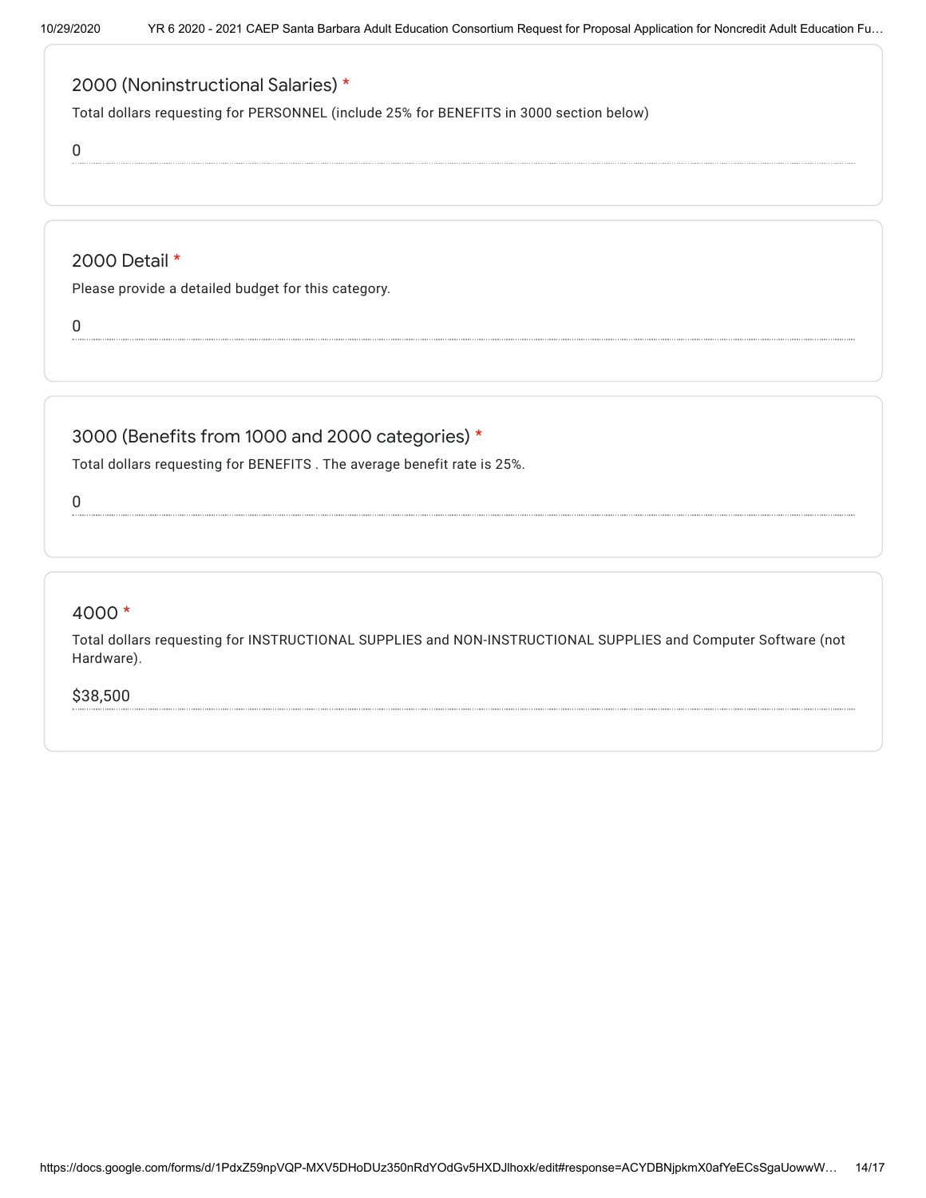## 2000 (Noninstructional Salaries) *

Total dollars requesting for PERSONNEL (include 25% for BENEFITS in 3000 section below)

0

## 2000 Detail *

Please provide a detailed budget for this category.

0

## 3000 (Benefits from 1000 and 2000 categories) *

Total dollars requesting for BENEFITS . The average benefit rate is 25%.

0

## 4000 *

Total dollars requesting for INSTRUCTIONAL SUPPLIES and NON-INSTRUCTIONAL SUPPLIES and Computer Software (not Hardware).

$38,500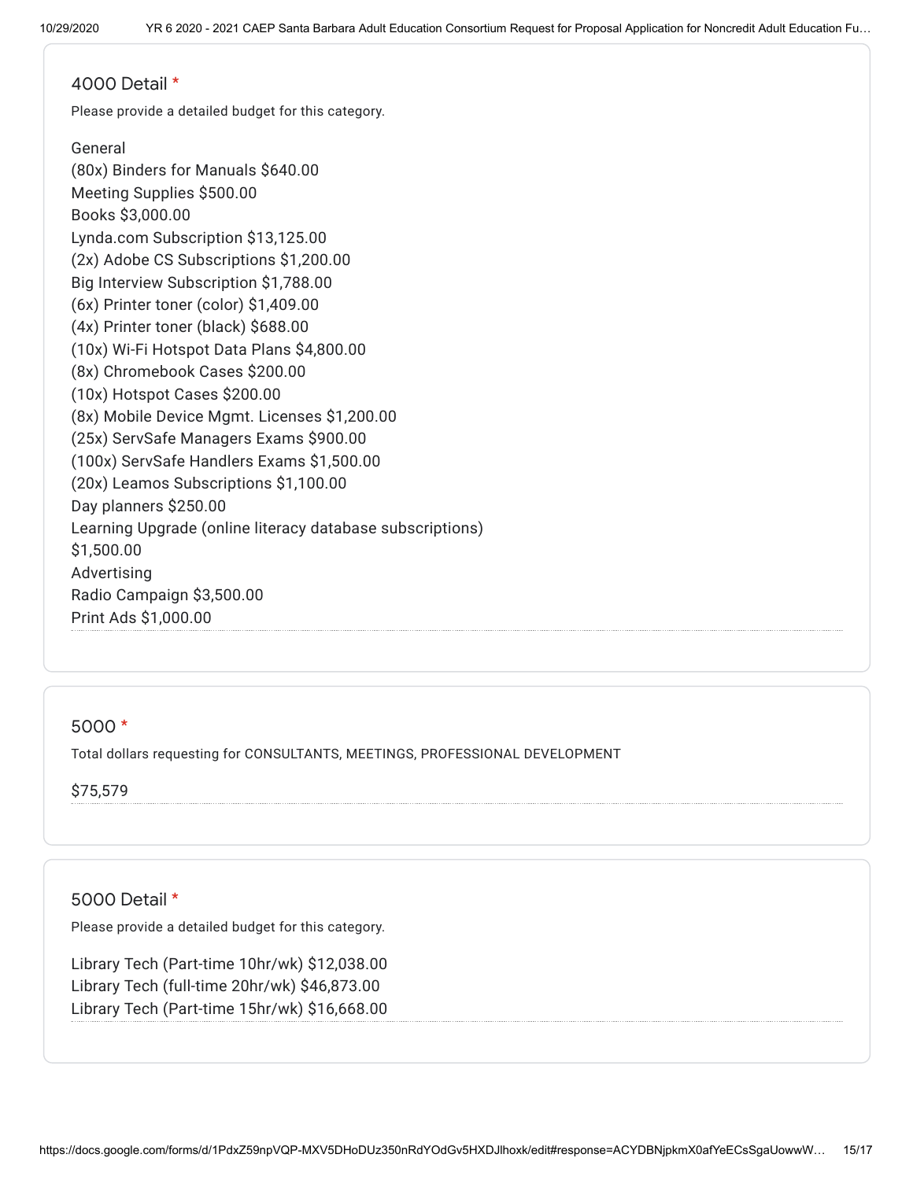## 4000 Detail *

Please provide a detailed budget for this category.

General
(80x) Binders for Manuals $640.00
Meeting Supplies $500.00
Books $3,000.00
Lynda.com Subscription $13,125.00
(2x) Adobe CS Subscriptions $1,200.00
Big Interview Subscription $1,788.00
(6x) Printer toner (color) $1,409.00
(4x) Printer toner (black) $688.00
(10x) Wi-Fi Hotspot Data Plans $4,800.00
(8x) Chromebook Cases $200.00
(10x) Hotspot Cases $200.00
(8x) Mobile Device Mgmt. Licenses $1,200.00
(25x) ServSafe Managers Exams $900.00
(100x) ServSafe Handlers Exams $1,500.00
(20x) Leamos Subscriptions $1,100.00
Day planners $250.00
Learning Upgrade (online literacy database subscriptions) $1,500.00
Advertising
Radio Campaign $3,500.00
Print Ads $1,000.00

## 5000 *

Total dollars requesting for CONSULTANTS, MEETINGS, PROFESSIONAL DEVELOPMENT

$75,579

## 5000 Detail *

Please provide a detailed budget for this category.

Library Tech (Part-time 10hr/wk) $12,038.00
Library Tech (full-time 20hr/wk) $46,873.00
Library Tech (Part-time 15hr/wk) $16,668.00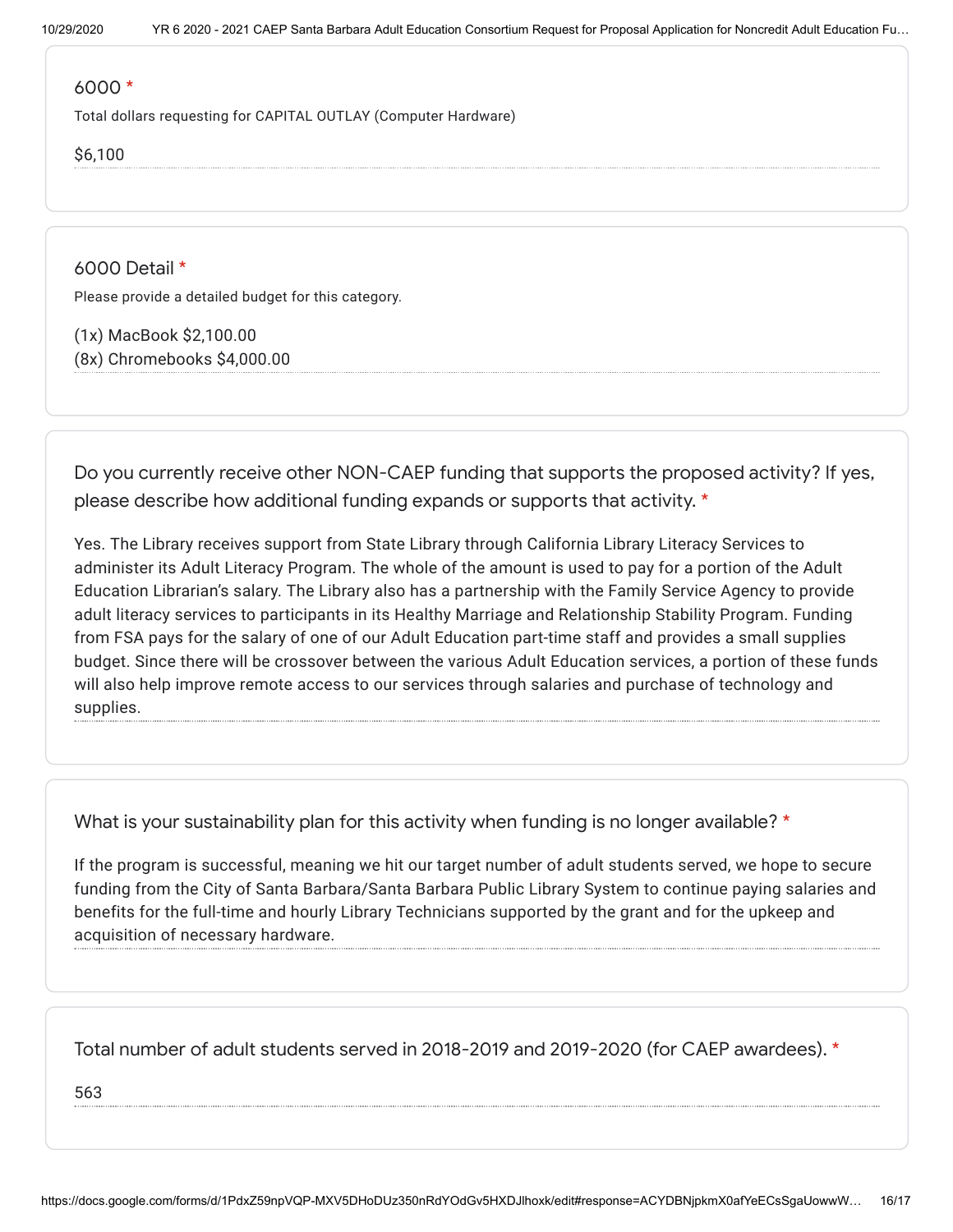6000 *

Total dollars requesting for CAPITAL OUTLAY (Computer Hardware)

$6,100

6000 Detail *

Please provide a detailed budget for this category.

(1x) MacBook $2,100.00
(8x) Chromebooks $4,000.00

Do you currently receive other NON-CAEP funding that supports the proposed activity? If yes, please describe how additional funding expands or supports that activity. *

Yes. The Library receives support from State Library through California Library Literacy Services to administer its Adult Literacy Program. The whole of the amount is used to pay for a portion of the Adult Education Librarian's salary. The Library also has a partnership with the Family Service Agency to provide adult literacy services to participants in its Healthy Marriage and Relationship Stability Program. Funding from FSA pays for the salary of one of our Adult Education part-time staff and provides a small supplies budget. Since there will be crossover between the various Adult Education services, a portion of these funds will also help improve remote access to our services through salaries and purchase of technology and supplies.

What is your sustainability plan for this activity when funding is no longer available? *

If the program is successful, meaning we hit our target number of adult students served, we hope to secure funding from the City of Santa Barbara/Santa Barbara Public Library System to continue paying salaries and benefits for the full-time and hourly Library Technicians supported by the grant and for the upkeep and acquisition of necessary hardware.

Total number of adult students served in 2018-2019 and 2019-2020 (for CAEP awardees). *

563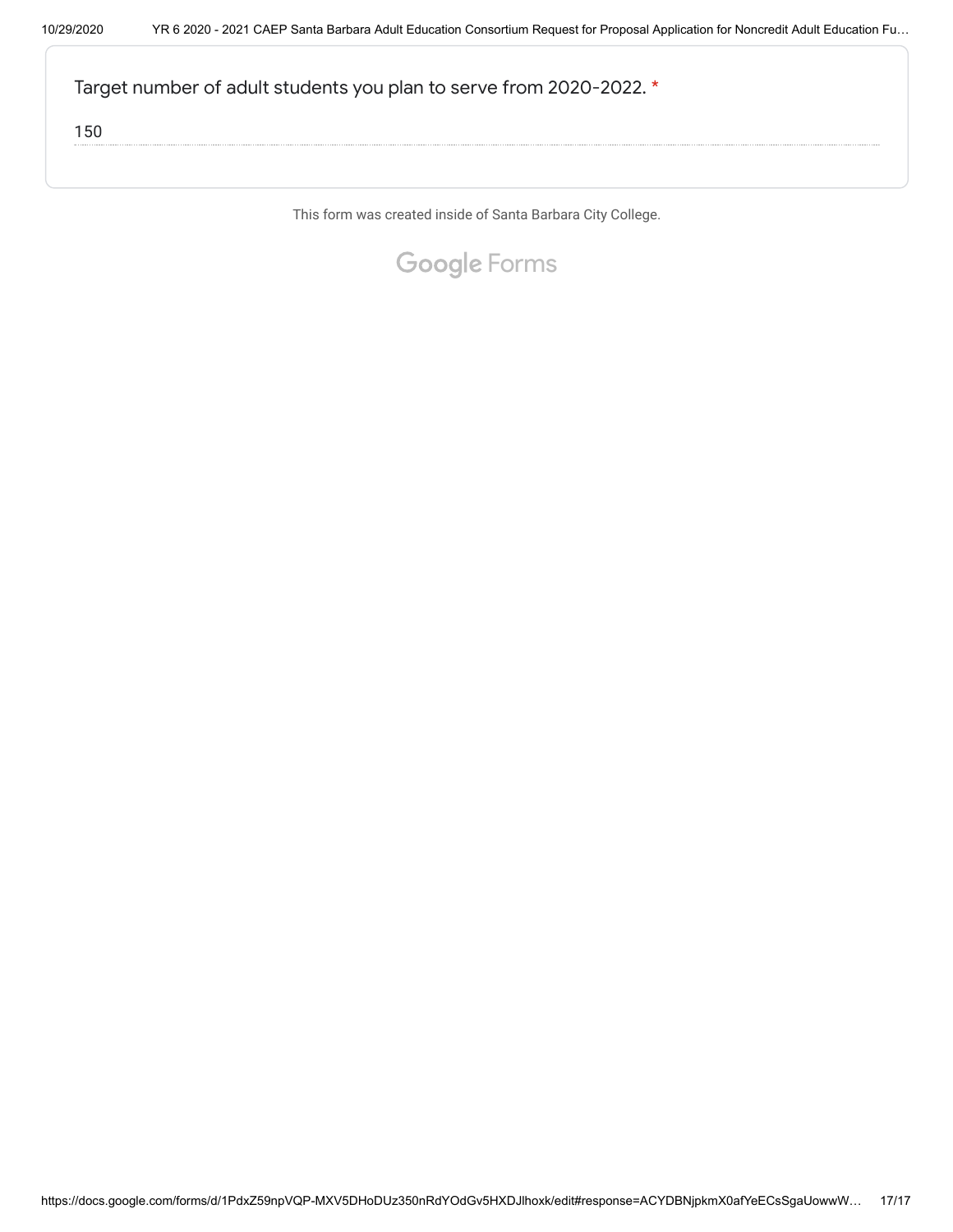Target number of adult students you plan to serve from 2020-2022. *

150

This form was created inside of Santa Barbara City College.

Google Forms